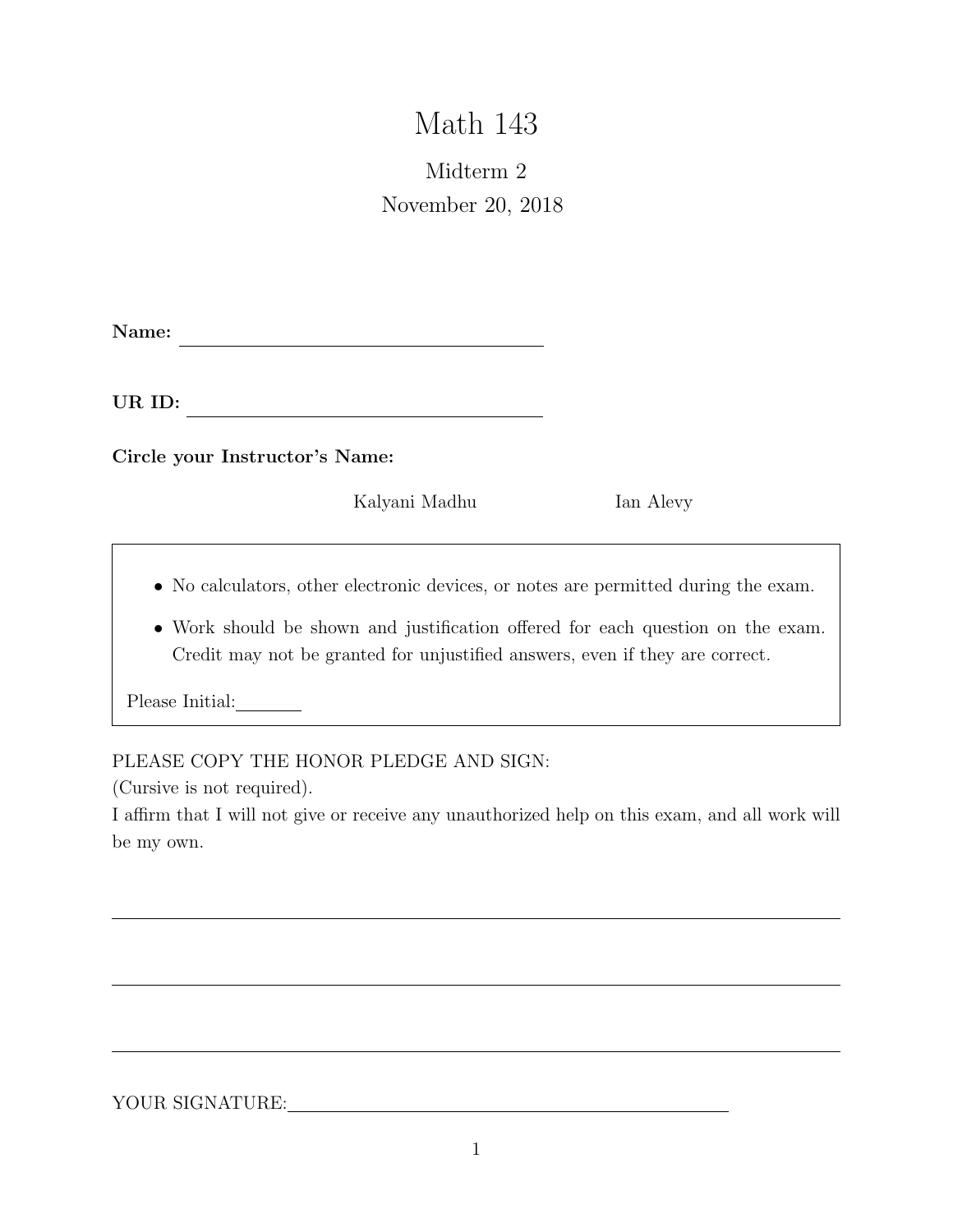# Math 143

## Midterm 2

November 20, 2018

**Name:** ______________________________

**UR ID:** ______________________________

**Circle your Instructor's Name:**

Kalyani Madhu          Ian Alevy

- No calculators, other electronic devices, or notes are permitted during the exam.
- Work should be shown and justification offered for each question on the exam. Credit may not be granted for unjustified answers, even if they are correct.

Please Initial: _______

PLEASE COPY THE HONOR PLEDGE AND SIGN:
(Cursive is not required).
I affirm that I will not give or receive any unauthorized help on this exam, and all work will be my own.

______________________________________________________________

______________________________________________________________

______________________________________________________________

YOUR SIGNATURE: ______________________________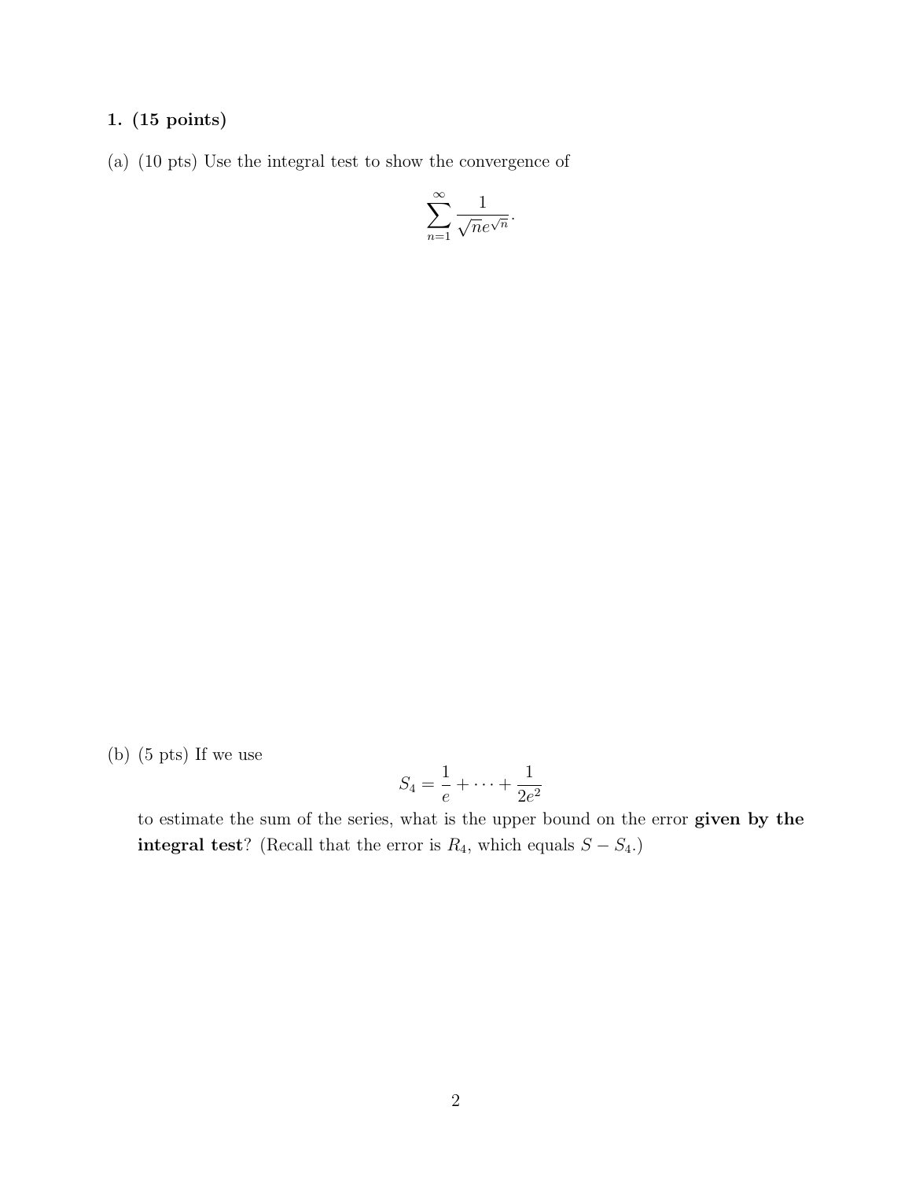**1. (15 points)**

(a) (10 pts) Use the integral test to show the convergence of

$$\sum_{n=1}^{\infty} \frac{1}{\sqrt{n}e^{\sqrt{n}}}.$$

(b) (5 pts) If we use

$$S_4 = \frac{1}{e} + \cdots + \frac{1}{2e^2}$$

to estimate the sum of the series, what is the upper bound on the error **given by the integral test**? (Recall that the error is $R_4$, which equals $S - S_4$.)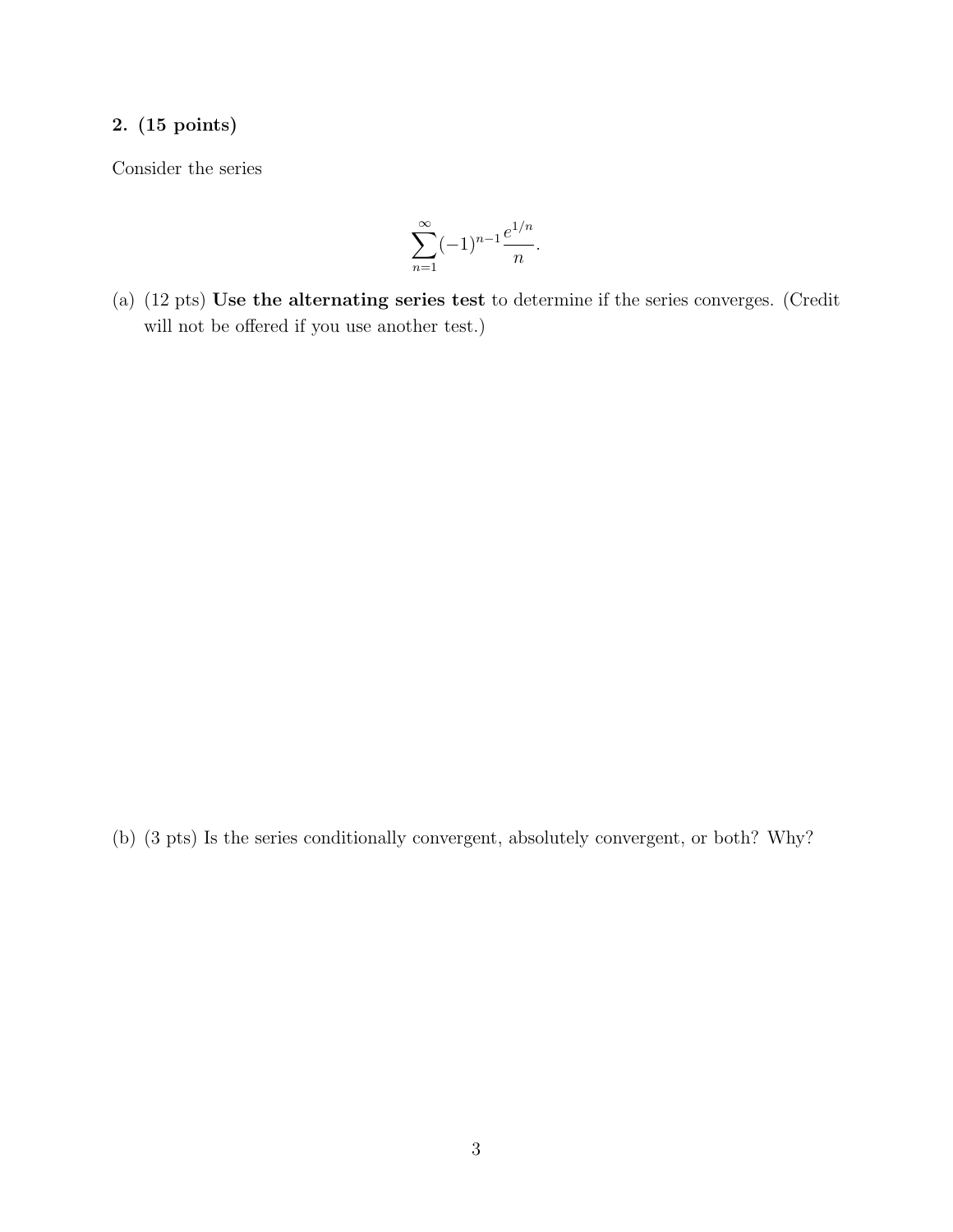**2. (15 points)**

Consider the series

$$\sum_{n=1}^{\infty}(-1)^{n-1}\frac{e^{1/n}}{n}.$$

(a) (12 pts) **Use the alternating series test** to determine if the series converges. (Credit will not be offered if you use another test.)

(b) (3 pts) Is the series conditionally convergent, absolutely convergent, or both? Why?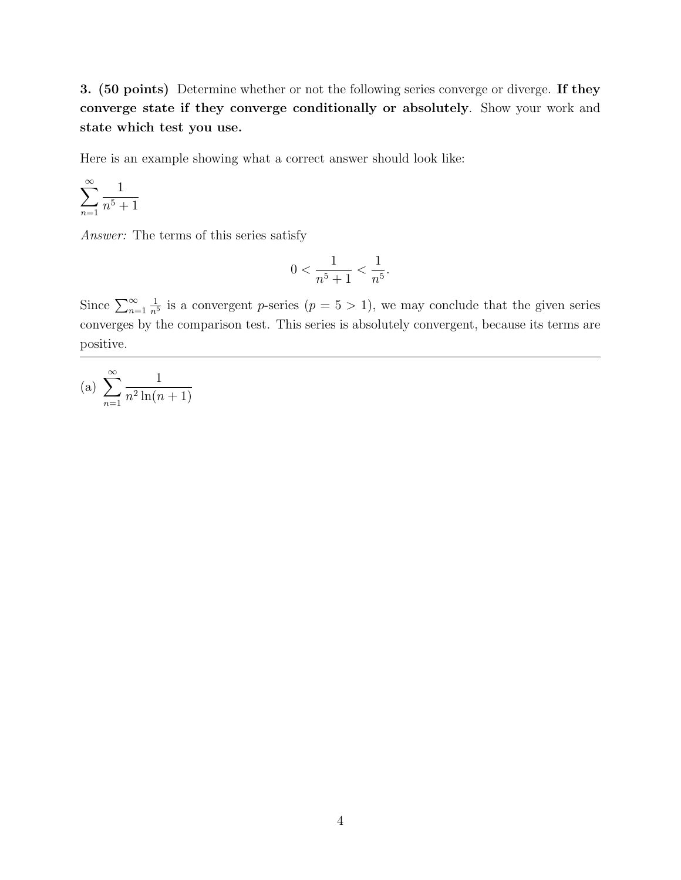**3. (50 points)** Determine whether or not the following series converge or diverge. **If they converge state if they converge conditionally or absolutely**. Show your work and **state which test you use.**

Here is an example showing what a correct answer should look like:

$$\sum_{n=1}^{\infty} \frac{1}{n^5+1}$$

*Answer:* The terms of this series satisfy

$$0 < \frac{1}{n^5+1} < \frac{1}{n^5}.$$

Since $\sum_{n=1}^{\infty} \frac{1}{n^5}$ is a convergent $p$-series ($p = 5 > 1$), we may conclude that the given series converges by the comparison test. This series is absolutely convergent, because its terms are positive.

---

(a) $\displaystyle\sum_{n=1}^{\infty} \frac{1}{n^2 \ln(n+1)}$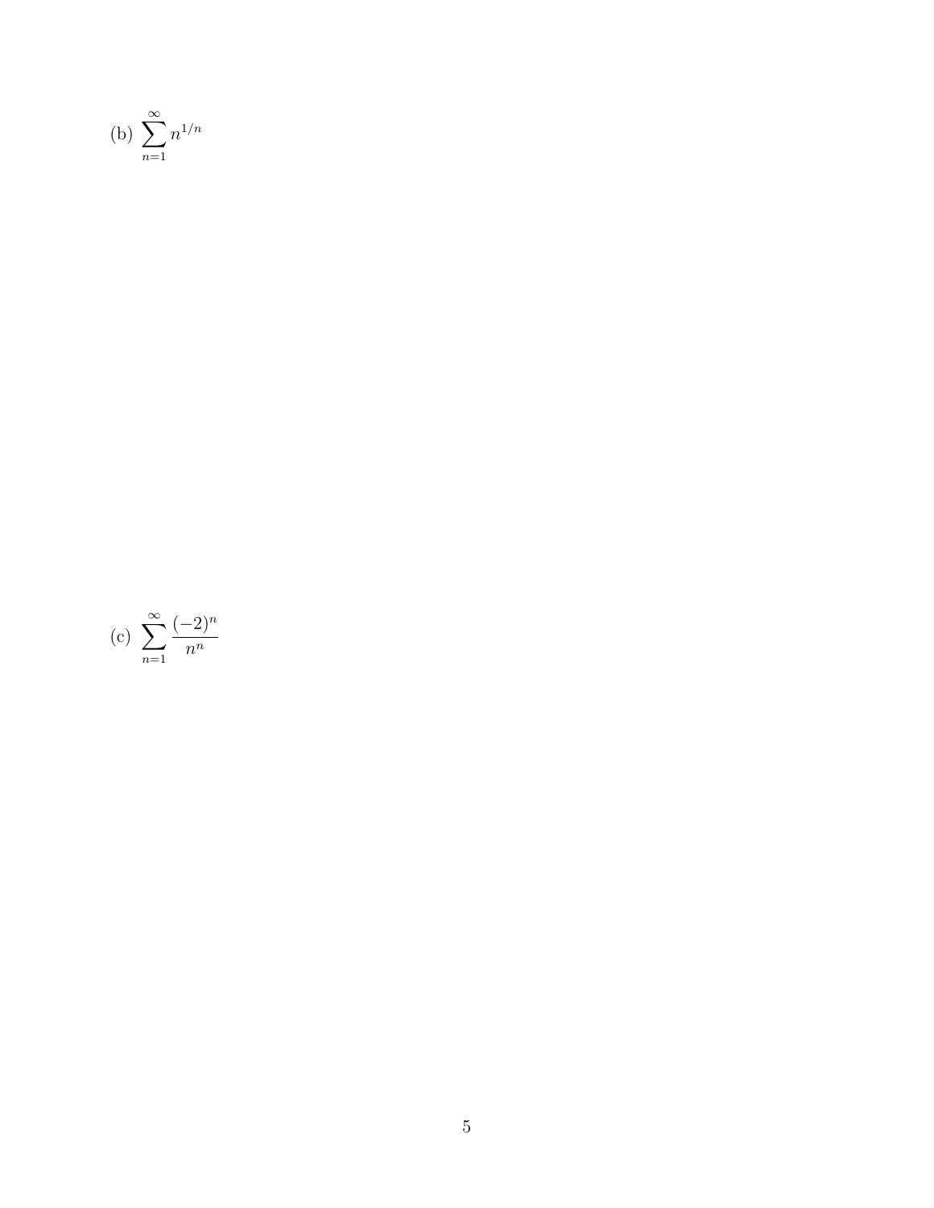(b) $\displaystyle\sum_{n=1}^{\infty} n^{1/n}$

(c) $\displaystyle\sum_{n=1}^{\infty} \frac{(-2)^n}{n^n}$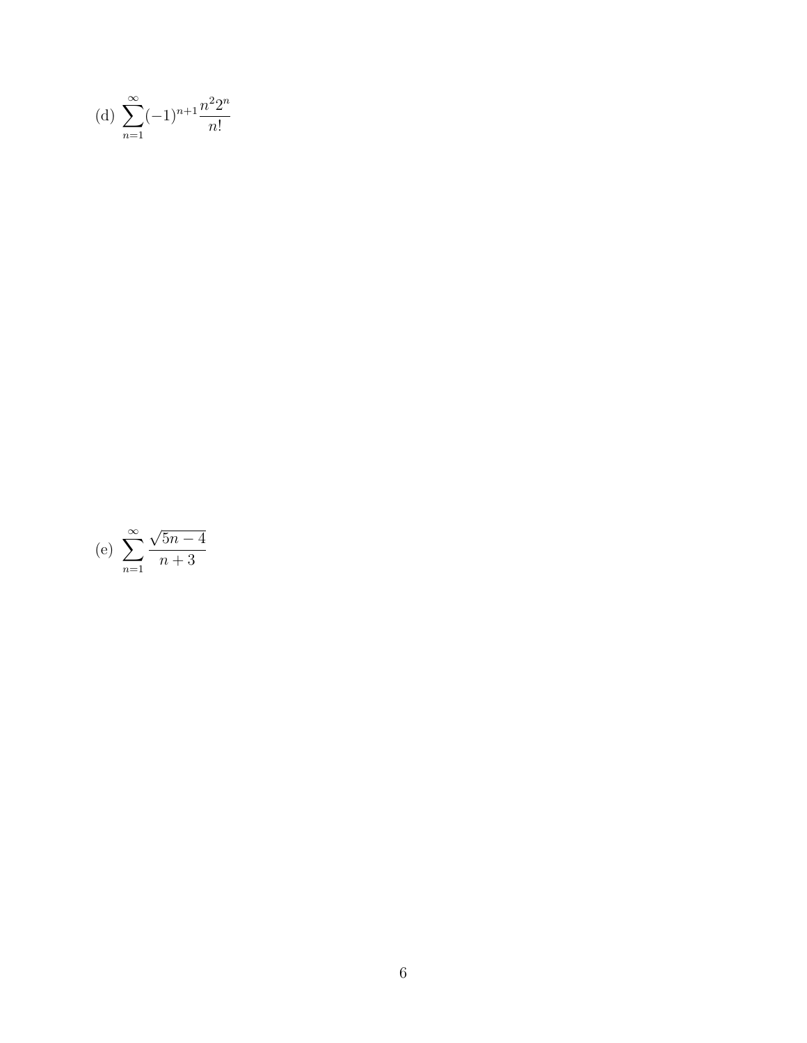(d) $\sum_{n=1}^{\infty}(-1)^{n+1}\frac{n^2 2^n}{n!}$

(e) $\sum_{n=1}^{\infty}\frac{\sqrt{5n-4}}{n+3}$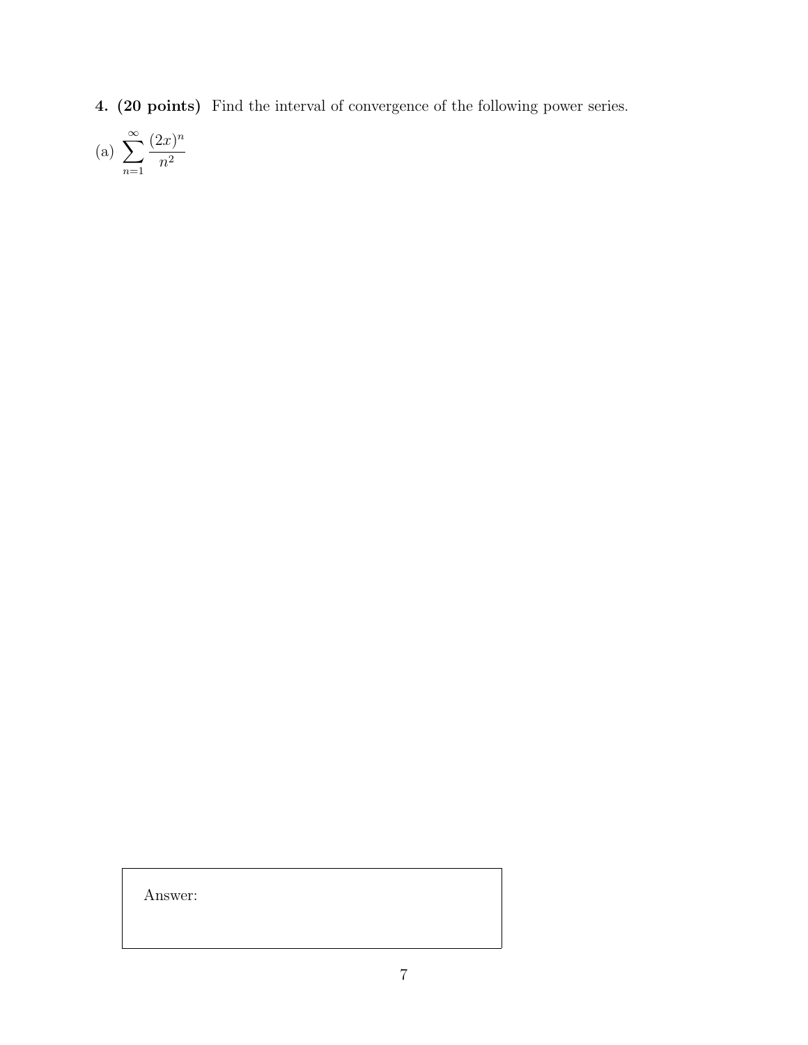**4. (20 points)** Find the interval of convergence of the following power series.

(a) $\displaystyle\sum_{n=1}^{\infty} \frac{(2x)^n}{n^2}$

Answer: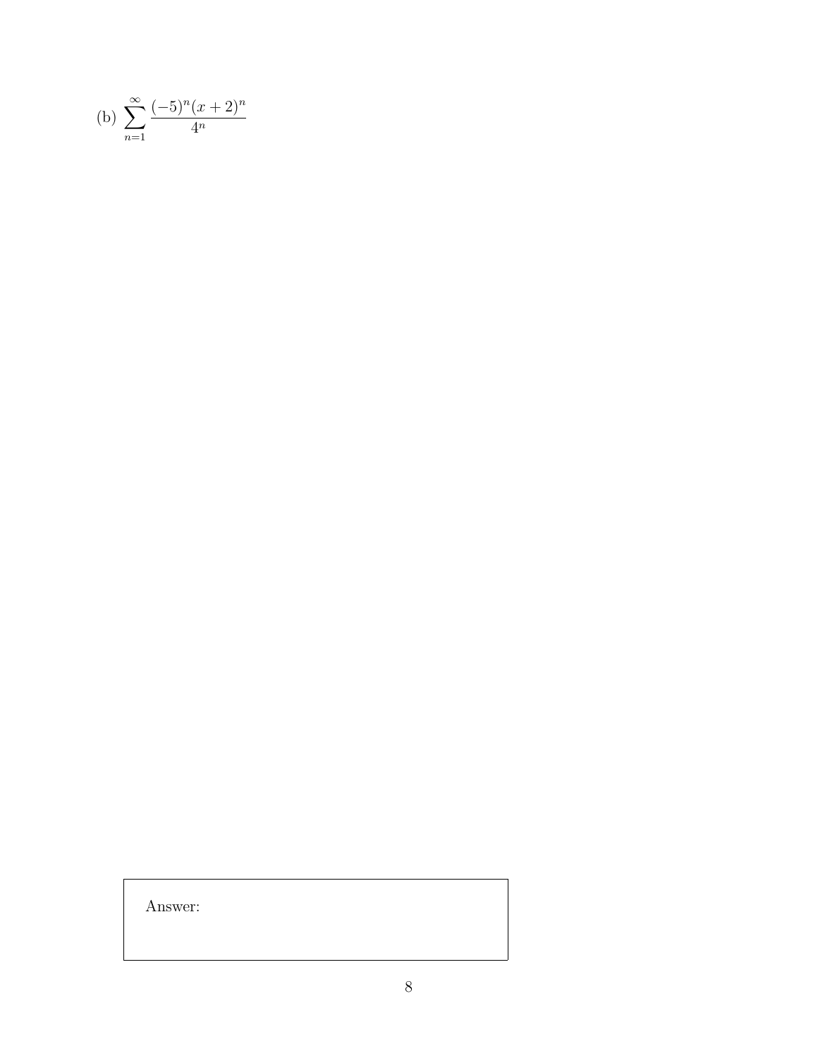(b) $\displaystyle\sum_{n=1}^{\infty} \frac{(-5)^n(x+2)^n}{4^n}$

| Answer: |
|---|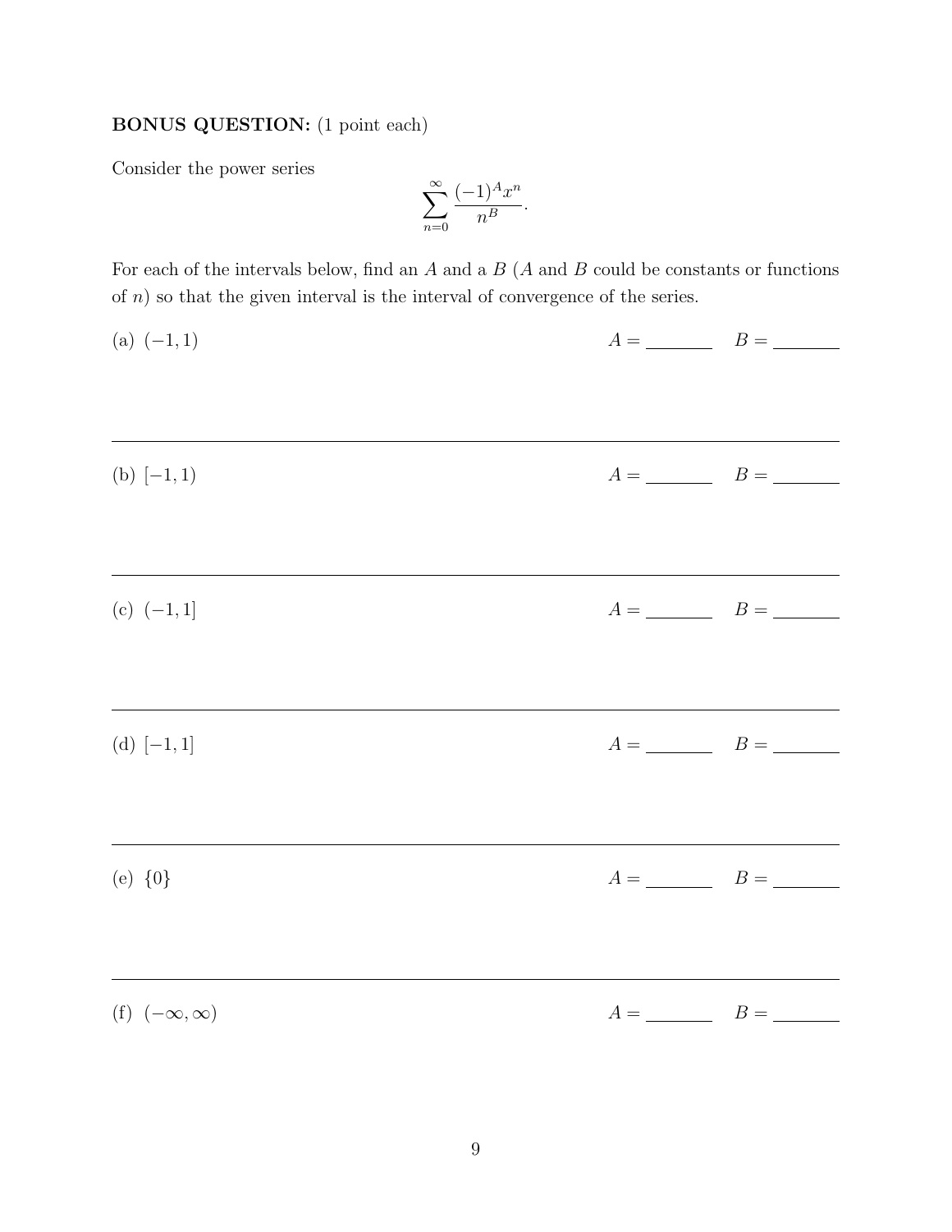**BONUS QUESTION:** (1 point each)

Consider the power series

$$\sum_{n=0}^{\infty} \frac{(-1)^A x^n}{n^B}.$$

For each of the intervals below, find an $A$ and a $B$ ($A$ and $B$ could be constants or functions of $n$) so that the given interval is the interval of convergence of the series.

(a) $(-1, 1)$ $A =$ \_\_\_\_\_\_\_ $B =$ \_\_\_\_\_\_\_

---

(b) $[-1, 1)$ $A =$ \_\_\_\_\_\_\_ $B =$ \_\_\_\_\_\_\_

---

(c) $(-1, 1]$ $A =$ \_\_\_\_\_\_\_ $B =$ \_\_\_\_\_\_\_

---

(d) $[-1, 1]$ $A =$ \_\_\_\_\_\_\_ $B =$ \_\_\_\_\_\_\_

---

(e) $\{0\}$ $A =$ \_\_\_\_\_\_\_ $B =$ \_\_\_\_\_\_\_

---

(f) $(-\infty, \infty)$ $A =$ \_\_\_\_\_\_\_ $B =$ \_\_\_\_\_\_\_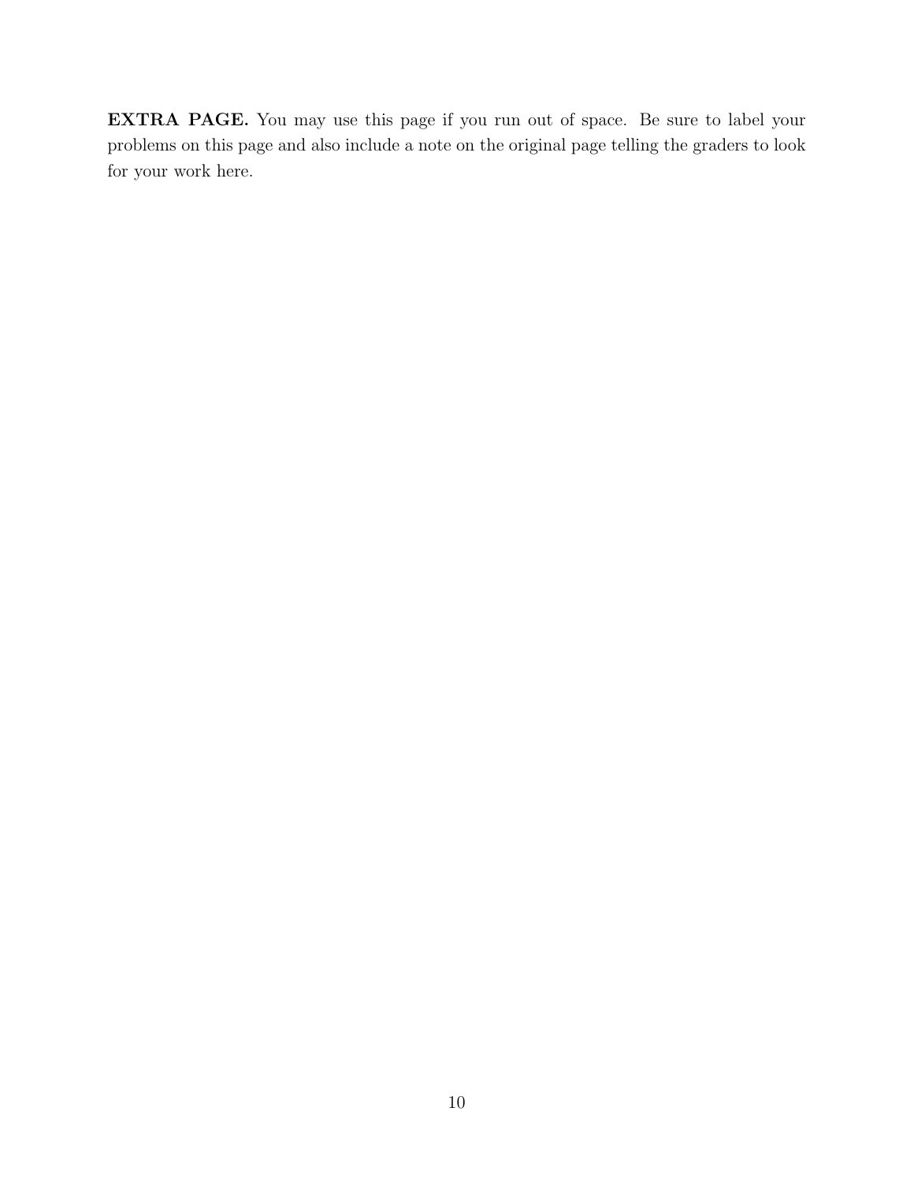**EXTRA PAGE.** You may use this page if you run out of space. Be sure to label your problems on this page and also include a note on the original page telling the graders to look for your work here.